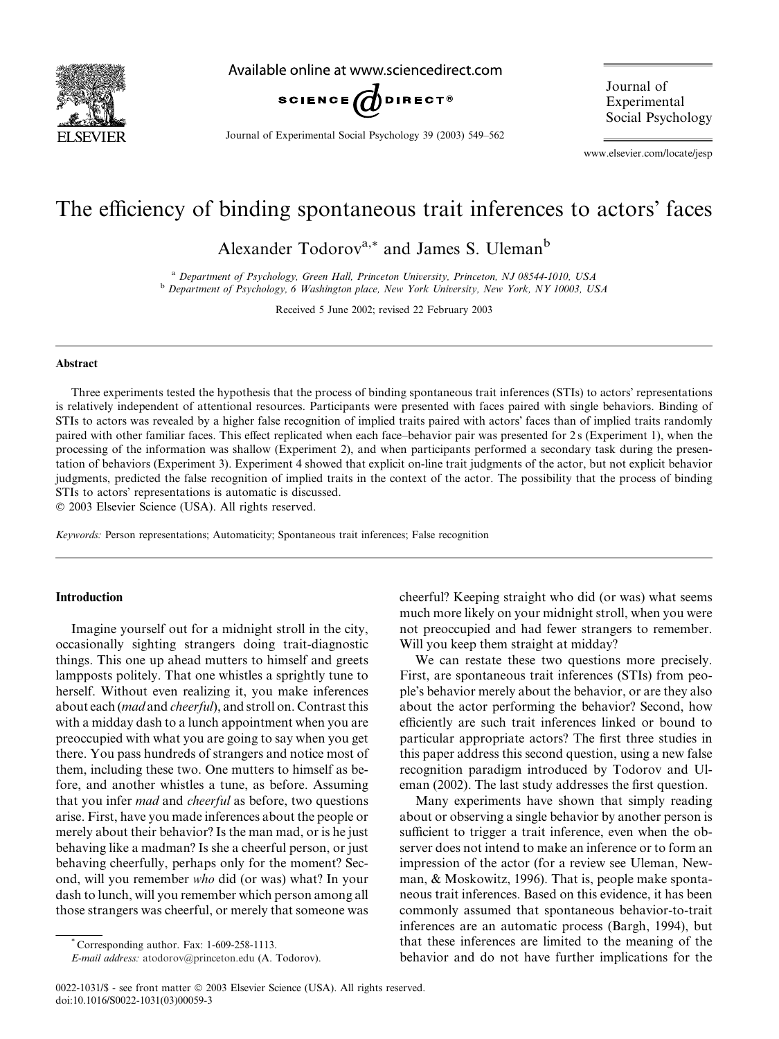# The efficiency of binding spontaneous trait inferences to actors' faces

Alexander Todorov[a,*] and James S. Uleman[b]

[a] Department of Psychology, Green Hall, Princeton University, Princeton, NJ 08544-1010, USA
[b] Department of Psychology, 6 Washington place, New York University, New York, NY 10003, USA

Received 5 June 2002; revised 22 February 2003

## Abstract

Three experiments tested the hypothesis that the process of binding spontaneous trait inferences (STIs) to actors' representations is relatively independent of attentional resources. Participants were presented with faces paired with single behaviors. Binding of STIs to actors was revealed by a higher false recognition of implied traits paired with actors' faces than of implied traits randomly paired with other familiar faces. This effect replicated when each face–behavior pair was presented for 2 s (Experiment 1), when the processing of the information was shallow (Experiment 2), and when participants performed a secondary task during the presentation of behaviors (Experiment 3). Experiment 4 showed that explicit on-line trait judgments of the actor, but not explicit behavior judgments, predicted the false recognition of implied traits in the context of the actor. The possibility that the process of binding STIs to actors' representations is automatic is discussed.

© 2003 Elsevier Science (USA). All rights reserved.

*Keywords:* Person representations; Automaticity; Spontaneous trait inferences; False recognition

## Introduction

Imagine yourself out for a midnight stroll in the city, occasionally sighting strangers doing trait-diagnostic things. This one up ahead mutters to himself and greets lampposts politely. That one whistles a sprightly tune to herself. Without even realizing it, you make inferences about each (*mad* and *cheerful*), and stroll on. Contrast this with a midday dash to a lunch appointment when you are preoccupied with what you are going to say when you get there. You pass hundreds of strangers and notice most of them, including these two. One mutters to himself as before, and another whistles a tune, as before. Assuming that you infer *mad* and *cheerful* as before, two questions arise. First, have you made inferences about the people or merely about their behavior? Is the man mad, or is he just behaving like a madman? Is she a cheerful person, or just behaving cheerfully, perhaps only for the moment? Second, will you remember *who* did (or was) what? In your dash to lunch, will you remember which person among all those strangers was cheerful, or merely that someone was cheerful? Keeping straight who did (or was) what seems much more likely on your midnight stroll, when you were not preoccupied and had fewer strangers to remember. Will you keep them straight at midday?

We can restate these two questions more precisely. First, are spontaneous trait inferences (STIs) from people's behavior merely about the behavior, or are they also about the actor performing the behavior? Second, how efficiently are such trait inferences linked or bound to particular appropriate actors? The first three studies in this paper address this second question, using a new false recognition paradigm introduced by Todorov and Uleman (2002). The last study addresses the first question.

Many experiments have shown that simply reading about or observing a single behavior by another person is sufficient to trigger a trait inference, even when the observer does not intend to make an inference or to form an impression of the actor (for a review see Uleman, Newman, & Moskowitz, 1996). That is, people make spontaneous trait inferences. Based on this evidence, it has been commonly assumed that spontaneous behavior-to-trait inferences are an automatic process (Bargh, 1994), but that these inferences are limited to the meaning of the behavior and do not have further implications for the

---

* Corresponding author. Fax: 1-609-258-1113.
*E-mail address:* atodorov@princeton.edu (A. Todorov).

0022-1031/$ - see front matter © 2003 Elsevier Science (USA). All rights reserved.
doi:10.1016/S0022-1031(03)00059-3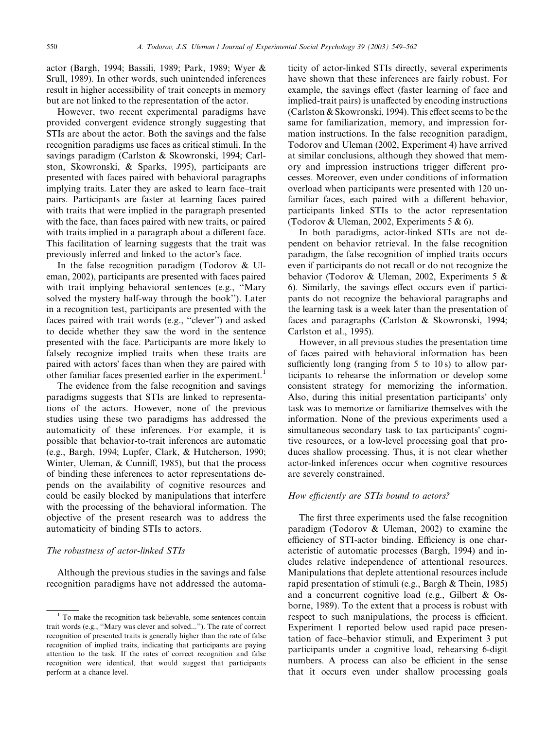actor (Bargh, 1994; Bassili, 1989; Park, 1989; Wyer & Srull, 1989). In other words, such unintended inferences result in higher accessibility of trait concepts in memory but are not linked to the representation of the actor.

However, two recent experimental paradigms have provided convergent evidence strongly suggesting that STIs are about the actor. Both the savings and the false recognition paradigms use faces as critical stimuli. In the savings paradigm (Carlston & Skowronski, 1994; Carlston, Skowronski, & Sparks, 1995), participants are presented with faces paired with behavioral paragraphs implying traits. Later they are asked to learn face–trait pairs. Participants are faster at learning faces paired with traits that were implied in the paragraph presented with the face, than faces paired with new traits, or paired with traits implied in a paragraph about a different face. This facilitation of learning suggests that the trait was previously inferred and linked to the actor's face.

In the false recognition paradigm (Todorov & Uleman, 2002), participants are presented with faces paired with trait implying behavioral sentences (e.g., "Mary solved the mystery half-way through the book"). Later in a recognition test, participants are presented with the faces paired with trait words (e.g., "clever") and asked to decide whether they saw the word in the sentence presented with the face. Participants are more likely to falsely recognize implied traits when these traits are paired with actors' faces than when they are paired with other familiar faces presented earlier in the experiment.[1]

The evidence from the false recognition and savings paradigms suggests that STIs are linked to representations of the actors. However, none of the previous studies using these two paradigms has addressed the automaticity of these inferences. For example, it is possible that behavior-to-trait inferences are automatic (e.g., Bargh, 1994; Lupfer, Clark, & Hutcherson, 1990; Winter, Uleman, & Cunniff, 1985), but that the process of binding these inferences to actor representations depends on the availability of cognitive resources and could be easily blocked by manipulations that interfere with the processing of the behavioral information. The objective of the present research was to address the automaticity of binding STIs to actors.

### *The robustness of actor-linked STIs*

Although the previous studies in the savings and false recognition paradigms have not addressed the automaticity of actor-linked STIs directly, several experiments have shown that these inferences are fairly robust. For example, the savings effect (faster learning of face and implied-trait pairs) is unaffected by encoding instructions (Carlston & Skowronski, 1994). This effect seems to be the same for familiarization, memory, and impression formation instructions. In the false recognition paradigm, Todorov and Uleman (2002, Experiment 4) have arrived at similar conclusions, although they showed that memory and impression instructions trigger different processes. Moreover, even under conditions of information overload when participants were presented with 120 unfamiliar faces, each paired with a different behavior, participants linked STIs to the actor representation (Todorov & Uleman, 2002, Experiments 5 & 6).

In both paradigms, actor-linked STIs are not dependent on behavior retrieval. In the false recognition paradigm, the false recognition of implied traits occurs even if participants do not recall or do not recognize the behavior (Todorov & Uleman, 2002, Experiments 5 & 6). Similarly, the savings effect occurs even if participants do not recognize the behavioral paragraphs and the learning task is a week later than the presentation of faces and paragraphs (Carlston & Skowronski, 1994; Carlston et al., 1995).

However, in all previous studies the presentation time of faces paired with behavioral information has been sufficiently long (ranging from 5 to 10 s) to allow participants to rehearse the information or develop some consistent strategy for memorizing the information. Also, during this initial presentation participants' only task was to memorize or familiarize themselves with the information. None of the previous experiments used a simultaneous secondary task to tax participants' cognitive resources, or a low-level processing goal that produces shallow processing. Thus, it is not clear whether actor-linked inferences occur when cognitive resources are severely constrained.

### *How efficiently are STIs bound to actors?*

The first three experiments used the false recognition paradigm (Todorov & Uleman, 2002) to examine the efficiency of STI-actor binding. Efficiency is one characteristic of automatic processes (Bargh, 1994) and includes relative independence of attentional resources. Manipulations that deplete attentional resources include rapid presentation of stimuli (e.g., Bargh & Thein, 1985) and a concurrent cognitive load (e.g., Gilbert & Osborne, 1989). To the extent that a process is robust with respect to such manipulations, the process is efficient. Experiment 1 reported below used rapid pace presentation of face–behavior stimuli, and Experiment 3 put participants under a cognitive load, rehearsing 6-digit numbers. A process can also be efficient in the sense that it occurs even under shallow processing goals

[1] To make the recognition task believable, some sentences contain trait words (e.g., "Mary was clever and solved..."). The rate of correct recognition of presented traits is generally higher than the rate of false recognition of implied traits, indicating that participants are paying attention to the task. If the rates of correct recognition and false recognition were identical, that would suggest that participants perform at a chance level.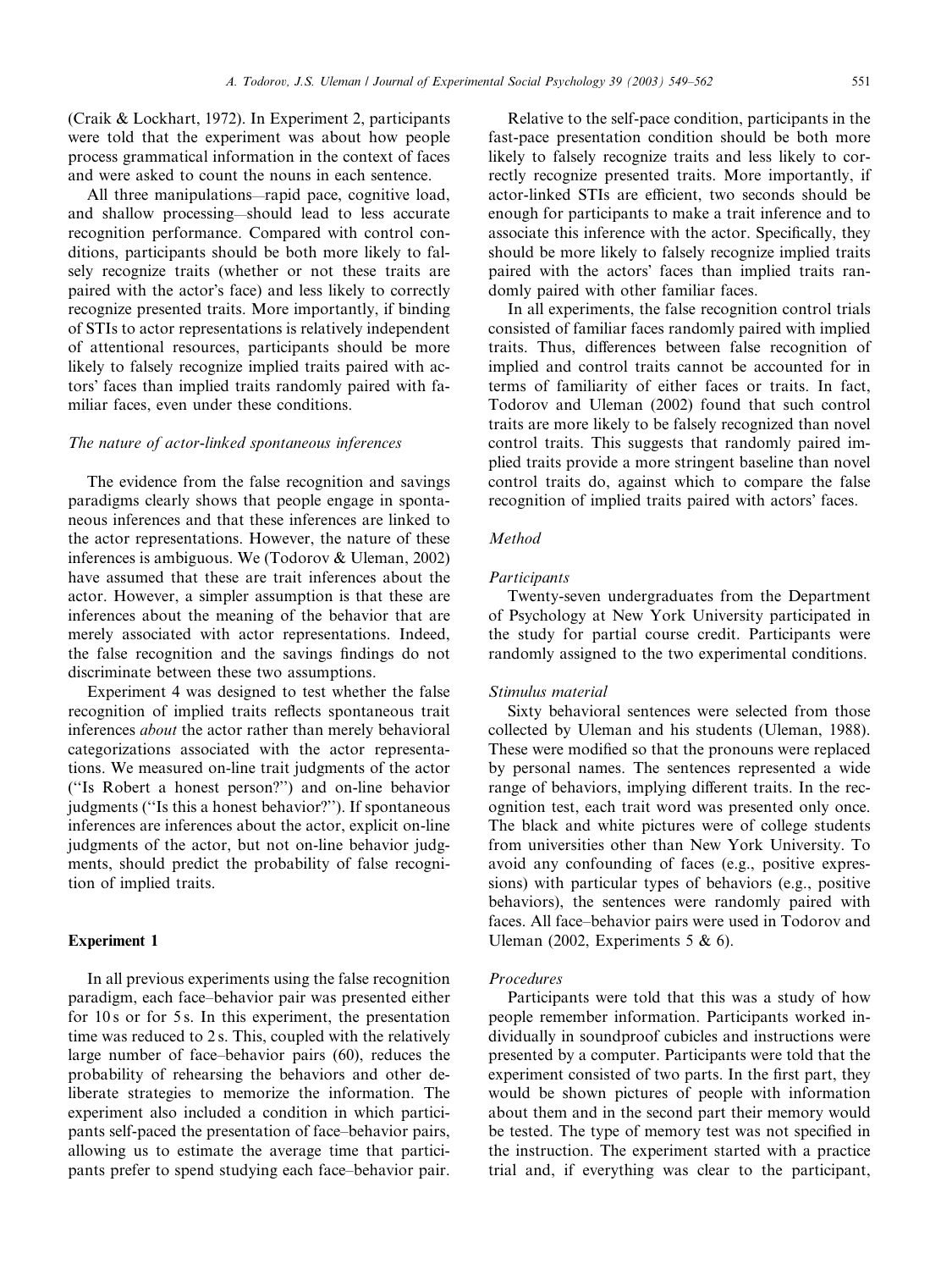(Craik & Lockhart, 1972). In Experiment 2, participants were told that the experiment was about how people process grammatical information in the context of faces and were asked to count the nouns in each sentence.

All three manipulations—rapid pace, cognitive load, and shallow processing—should lead to less accurate recognition performance. Compared with control conditions, participants should be both more likely to falsely recognize traits (whether or not these traits are paired with the actor's face) and less likely to correctly recognize presented traits. More importantly, if binding of STIs to actor representations is relatively independent of attentional resources, participants should be more likely to falsely recognize implied traits paired with actors' faces than implied traits randomly paired with familiar faces, even under these conditions.

### *The nature of actor-linked spontaneous inferences*

The evidence from the false recognition and savings paradigms clearly shows that people engage in spontaneous inferences and that these inferences are linked to the actor representations. However, the nature of these inferences is ambiguous. We (Todorov & Uleman, 2002) have assumed that these are trait inferences about the actor. However, a simpler assumption is that these are inferences about the meaning of the behavior that are merely associated with actor representations. Indeed, the false recognition and the savings findings do not discriminate between these two assumptions.

Experiment 4 was designed to test whether the false recognition of implied traits reflects spontaneous trait inferences *about* the actor rather than merely behavioral categorizations associated with the actor representations. We measured on-line trait judgments of the actor ("Is Robert a honest person?") and on-line behavior judgments ("Is this a honest behavior?"). If spontaneous inferences are inferences about the actor, explicit on-line judgments of the actor, but not on-line behavior judgments, should predict the probability of false recognition of implied traits.

## Experiment 1

In all previous experiments using the false recognition paradigm, each face–behavior pair was presented either for 10 s or for 5 s. In this experiment, the presentation time was reduced to 2 s. This, coupled with the relatively large number of face–behavior pairs (60), reduces the probability of rehearsing the behaviors and other deliberate strategies to memorize the information. The experiment also included a condition in which participants self-paced the presentation of face–behavior pairs, allowing us to estimate the average time that participants prefer to spend studying each face–behavior pair.

Relative to the self-pace condition, participants in the fast-pace presentation condition should be both more likely to falsely recognize traits and less likely to correctly recognize presented traits. More importantly, if actor-linked STIs are efficient, two seconds should be enough for participants to make a trait inference and to associate this inference with the actor. Specifically, they should be more likely to falsely recognize implied traits paired with the actors' faces than implied traits randomly paired with other familiar faces.

In all experiments, the false recognition control trials consisted of familiar faces randomly paired with implied traits. Thus, differences between false recognition of implied and control traits cannot be accounted for in terms of familiarity of either faces or traits. In fact, Todorov and Uleman (2002) found that such control traits are more likely to be falsely recognized than novel control traits. This suggests that randomly paired implied traits provide a more stringent baseline than novel control traits do, against which to compare the false recognition of implied traits paired with actors' faces.

### *Method*

#### *Participants*

Twenty-seven undergraduates from the Department of Psychology at New York University participated in the study for partial course credit. Participants were randomly assigned to the two experimental conditions.

#### *Stimulus material*

Sixty behavioral sentences were selected from those collected by Uleman and his students (Uleman, 1988). These were modified so that the pronouns were replaced by personal names. The sentences represented a wide range of behaviors, implying different traits. In the recognition test, each trait word was presented only once. The black and white pictures were of college students from universities other than New York University. To avoid any confounding of faces (e.g., positive expressions) with particular types of behaviors (e.g., positive behaviors), the sentences were randomly paired with faces. All face–behavior pairs were used in Todorov and Uleman (2002, Experiments 5 & 6).

#### *Procedures*

Participants were told that this was a study of how people remember information. Participants worked individually in soundproof cubicles and instructions were presented by a computer. Participants were told that the experiment consisted of two parts. In the first part, they would be shown pictures of people with information about them and in the second part their memory would be tested. The type of memory test was not specified in the instruction. The experiment started with a practice trial and, if everything was clear to the participant,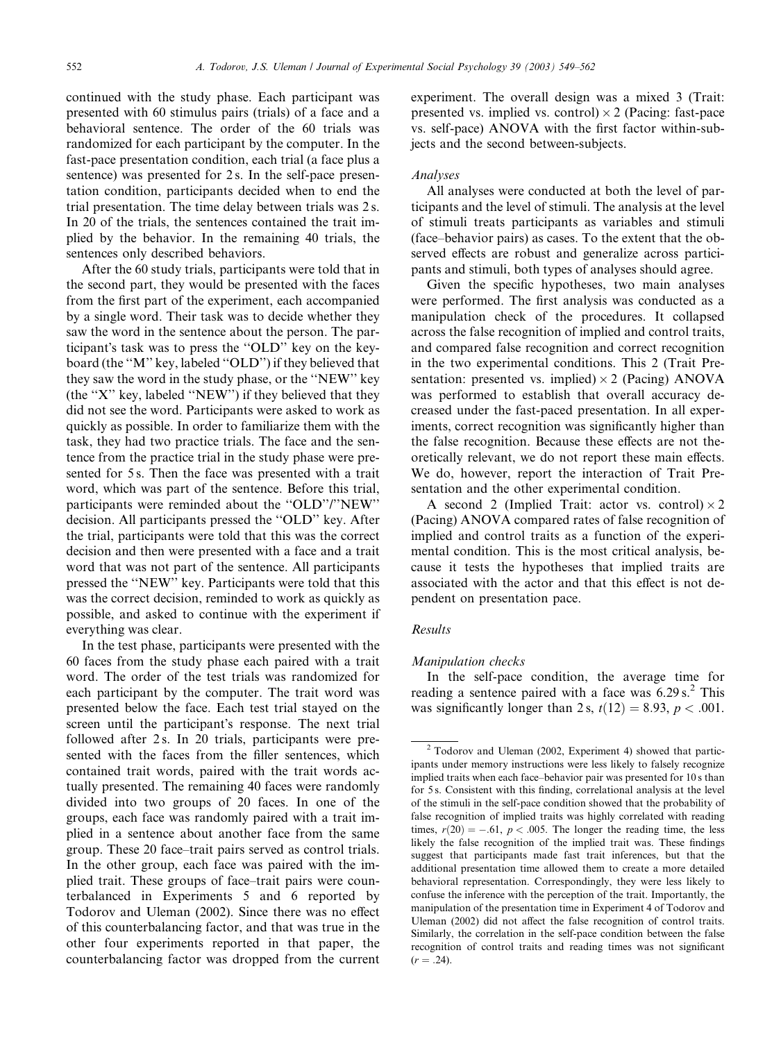continued with the study phase. Each participant was presented with 60 stimulus pairs (trials) of a face and a behavioral sentence. The order of the 60 trials was randomized for each participant by the computer. In the fast-pace presentation condition, each trial (a face plus a sentence) was presented for 2 s. In the self-pace presentation condition, participants decided when to end the trial presentation. The time delay between trials was 2 s. In 20 of the trials, the sentences contained the trait implied by the behavior. In the remaining 40 trials, the sentences only described behaviors.

After the 60 study trials, participants were told that in the second part, they would be presented with the faces from the first part of the experiment, each accompanied by a single word. Their task was to decide whether they saw the word in the sentence about the person. The participant's task was to press the "OLD" key on the keyboard (the "M" key, labeled "OLD") if they believed that they saw the word in the study phase, or the "NEW" key (the "X" key, labeled "NEW") if they believed that they did not see the word. Participants were asked to work as quickly as possible. In order to familiarize them with the task, they had two practice trials. The face and the sentence from the practice trial in the study phase were presented for 5 s. Then the face was presented with a trait word, which was part of the sentence. Before this trial, participants were reminded about the "OLD"/"NEW" decision. All participants pressed the "OLD" key. After the trial, participants were told that this was the correct decision and then were presented with a face and a trait word that was not part of the sentence. All participants pressed the "NEW" key. Participants were told that this was the correct decision, reminded to work as quickly as possible, and asked to continue with the experiment if everything was clear.

In the test phase, participants were presented with the 60 faces from the study phase each paired with a trait word. The order of the test trials was randomized for each participant by the computer. The trait word was presented below the face. Each test trial stayed on the screen until the participant's response. The next trial followed after 2 s. In 20 trials, participants were presented with the faces from the filler sentences, which contained trait words, paired with the trait words actually presented. The remaining 40 faces were randomly divided into two groups of 20 faces. In one of the groups, each face was randomly paired with a trait implied in a sentence about another face from the same group. These 20 face–trait pairs served as control trials. In the other group, each face was paired with the implied trait. These groups of face–trait pairs were counterbalanced in Experiments 5 and 6 reported by Todorov and Uleman (2002). Since there was no effect of this counterbalancing factor, and that was true in the other four experiments reported in that paper, the counterbalancing factor was dropped from the current experiment. The overall design was a mixed 3 (Trait: presented vs. implied vs. control) × 2 (Pacing: fast-pace vs. self-pace) ANOVA with the first factor within-subjects and the second between-subjects.

*Analyses*

All analyses were conducted at both the level of participants and the level of stimuli. The analysis at the level of stimuli treats participants as variables and stimuli (face–behavior pairs) as cases. To the extent that the observed effects are robust and generalize across participants and stimuli, both types of analyses should agree.

Given the specific hypotheses, two main analyses were performed. The first analysis was conducted as a manipulation check of the procedures. It collapsed across the false recognition of implied and control traits, and compared false recognition and correct recognition in the two experimental conditions. This 2 (Trait Presentation: presented vs. implied) × 2 (Pacing) ANOVA was performed to establish that overall accuracy decreased under the fast-paced presentation. In all experiments, correct recognition was significantly higher than the false recognition. Because these effects are not theoretically relevant, we do not report these main effects. We do, however, report the interaction of Trait Presentation and the other experimental condition.

A second 2 (Implied Trait: actor vs. control) × 2 (Pacing) ANOVA compared rates of false recognition of implied and control traits as a function of the experimental condition. This is the most critical analysis, because it tests the hypotheses that implied traits are associated with the actor and that this effect is not dependent on presentation pace.

*Results*

*Manipulation checks*

In the self-pace condition, the average time for reading a sentence paired with a face was 6.29 s.[2] This was significantly longer than 2 s, $t(12) = 8.93$, $p < .001$.

[2] Todorov and Uleman (2002, Experiment 4) showed that participants under memory instructions were less likely to falsely recognize implied traits when each face–behavior pair was presented for 10 s than for 5 s. Consistent with this finding, correlational analysis at the level of the stimuli in the self-pace condition showed that the probability of false recognition of implied traits was highly correlated with reading times, $r(20) = -.61$, $p < .005$. The longer the reading time, the less likely the false recognition of the implied trait was. These findings suggest that participants made fast trait inferences, but that the additional presentation time allowed them to create a more detailed behavioral representation. Correspondingly, they were less likely to confuse the inference with the perception of the trait. Importantly, the manipulation of the presentation time in Experiment 4 of Todorov and Uleman (2002) did not affect the false recognition of control traits. Similarly, the correlation in the self-pace condition between the false recognition of control traits and reading times was not significant ($r = .24$).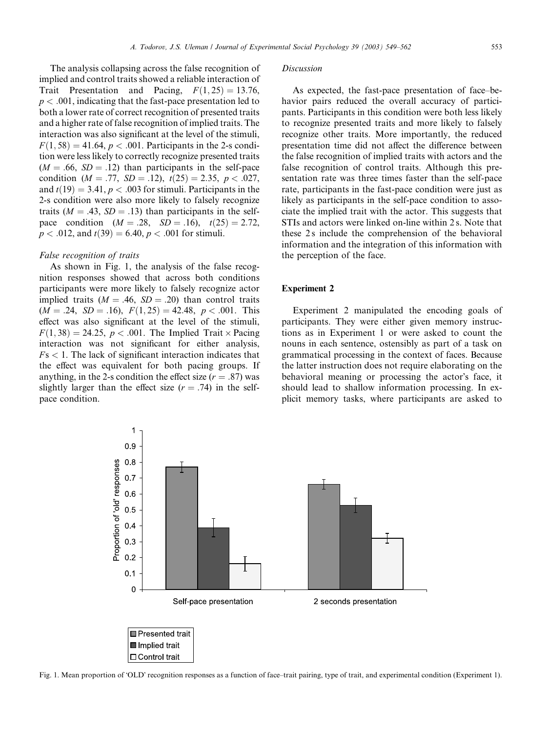The analysis collapsing across the false recognition of implied and control traits showed a reliable interaction of Trait Presentation and Pacing, $F(1,25) = 13.76$, $p < .001$, indicating that the fast-pace presentation led to both a lower rate of correct recognition of presented traits and a higher rate of false recognition of implied traits. The interaction was also significant at the level of the stimuli, $F(1,58) = 41.64$, $p < .001$. Participants in the 2-s condition were less likely to correctly recognize presented traits ($M = .66$, $SD = .12$) than participants in the self-pace condition ($M = .77$, $SD = .12$), $t(25) = 2.35$, $p < .027$, and $t(19) = 3.41$, $p < .003$ for stimuli. Participants in the 2-s condition were also more likely to falsely recognize traits ($M = .43$, $SD = .13$) than participants in the self-pace condition ($M = .28$, $SD = .16$), $t(25) = 2.72$, $p < .012$, and $t(39) = 6.40$, $p < .001$ for stimuli.

### *False recognition of traits*

As shown in Fig. 1, the analysis of the false recognition responses showed that across both conditions participants were more likely to falsely recognize actor implied traits ($M = .46$, $SD = .20$) than control traits ($M = .24$, $SD = .16$), $F(1,25) = 42.48$, $p < .001$. This effect was also significant at the level of the stimuli, $F(1,38) = 24.25$, $p < .001$. The Implied Trait $\times$ Pacing interaction was not significant for either analysis, $F\text{s} < 1$. The lack of significant interaction indicates that the effect was equivalent for both pacing groups. If anything, in the 2-s condition the effect size ($r = .87$) was slightly larger than the effect size ($r = .74$) in the self-pace condition.

### *Discussion*

As expected, the fast-pace presentation of face–behavior pairs reduced the overall accuracy of participants. Participants in this condition were both less likely to recognize presented traits and more likely to falsely recognize other traits. More importantly, the reduced presentation time did not affect the difference between the false recognition of implied traits with actors and the false recognition of control traits. Although this presentation rate was three times faster than the self-pace rate, participants in the fast-pace condition were just as likely as participants in the self-pace condition to associate the implied trait with the actor. This suggests that STIs and actors were linked on-line within 2 s. Note that these 2 s include the comprehension of the behavioral information and the integration of this information with the perception of the face.

## Experiment 2

Experiment 2 manipulated the encoding goals of participants. They were either given memory instructions as in Experiment 1 or were asked to count the nouns in each sentence, ostensibly as part of a task on grammatical processing in the context of faces. Because the latter instruction does not require elaborating on the behavioral meaning or processing the actor's face, it should lead to shallow information processing. In explicit memory tasks, where participants are asked to

Fig. 1. Mean proportion of 'OLD' recognition responses as a function of face–trait pairing, type of trait, and experimental condition (Experiment 1).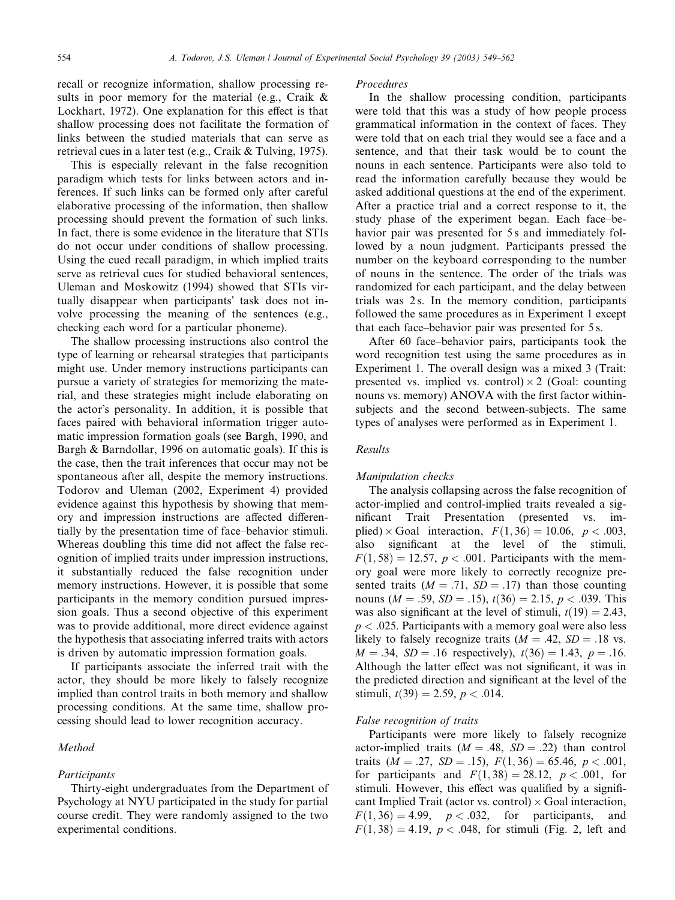recall or recognize information, shallow processing results in poor memory for the material (e.g., Craik & Lockhart, 1972). One explanation for this effect is that shallow processing does not facilitate the formation of links between the studied materials that can serve as retrieval cues in a later test (e.g., Craik & Tulving, 1975).

This is especially relevant in the false recognition paradigm which tests for links between actors and inferences. If such links can be formed only after careful elaborative processing of the information, then shallow processing should prevent the formation of such links. In fact, there is some evidence in the literature that STIs do not occur under conditions of shallow processing. Using the cued recall paradigm, in which implied traits serve as retrieval cues for studied behavioral sentences, Uleman and Moskowitz (1994) showed that STIs virtually disappear when participants' task does not involve processing the meaning of the sentences (e.g., checking each word for a particular phoneme).

The shallow processing instructions also control the type of learning or rehearsal strategies that participants might use. Under memory instructions participants can pursue a variety of strategies for memorizing the material, and these strategies might include elaborating on the actor's personality. In addition, it is possible that faces paired with behavioral information trigger automatic impression formation goals (see Bargh, 1990, and Bargh & Barndollar, 1996 on automatic goals). If this is the case, then the trait inferences that occur may not be spontaneous after all, despite the memory instructions. Todorov and Uleman (2002, Experiment 4) provided evidence against this hypothesis by showing that memory and impression instructions are affected differentially by the presentation time of face–behavior stimuli. Whereas doubling this time did not affect the false recognition of implied traits under impression instructions, it substantially reduced the false recognition under memory instructions. However, it is possible that some participants in the memory condition pursued impression goals. Thus a second objective of this experiment was to provide additional, more direct evidence against the hypothesis that associating inferred traits with actors is driven by automatic impression formation goals.

If participants associate the inferred trait with the actor, they should be more likely to falsely recognize implied than control traits in both memory and shallow processing conditions. At the same time, shallow processing should lead to lower recognition accuracy.

### Method

#### Participants

Thirty-eight undergraduates from the Department of Psychology at NYU participated in the study for partial course credit. They were randomly assigned to the two experimental conditions.

#### Procedures

In the shallow processing condition, participants were told that this was a study of how people process grammatical information in the context of faces. They were told that on each trial they would see a face and a sentence, and that their task would be to count the nouns in each sentence. Participants were also told to read the information carefully because they would be asked additional questions at the end of the experiment. After a practice trial and a correct response to it, the study phase of the experiment began. Each face–behavior pair was presented for 5 s and immediately followed by a noun judgment. Participants pressed the number on the keyboard corresponding to the number of nouns in the sentence. The order of the trials was randomized for each participant, and the delay between trials was 2 s. In the memory condition, participants followed the same procedures as in Experiment 1 except that each face–behavior pair was presented for 5 s.

After 60 face–behavior pairs, participants took the word recognition test using the same procedures as in Experiment 1. The overall design was a mixed 3 (Trait: presented vs. implied vs. control) × 2 (Goal: counting nouns vs. memory) ANOVA with the first factor within-subjects and the second between-subjects. The same types of analyses were performed as in Experiment 1.

### Results

#### Manipulation checks

The analysis collapsing across the false recognition of actor-implied and control-implied traits revealed a significant Trait Presentation (presented vs. implied) × Goal interaction, $F(1, 36) = 10.06$, $p < .003$, also significant at the level of the stimuli, $F(1, 58) = 12.57$, $p < .001$. Participants with the memory goal were more likely to correctly recognize presented traits ($M = .71$, $SD = .17$) than those counting nouns ($M = .59$, $SD = .15$), $t(36) = 2.15$, $p < .039$. This was also significant at the level of stimuli, $t(19) = 2.43$, $p < .025$. Participants with a memory goal were also less likely to falsely recognize traits ($M = .42$, $SD = .18$ vs. $M = .34$, $SD = .16$ respectively), $t(36) = 1.43$, $p = .16$. Although the latter effect was not significant, it was in the predicted direction and significant at the level of the stimuli, $t(39) = 2.59$, $p < .014$.

#### False recognition of traits

Participants were more likely to falsely recognize actor-implied traits ($M = .48$, $SD = .22$) than control traits ($M = .27$, $SD = .15$), $F(1, 36) = 65.46$, $p < .001$, for participants and $F(1, 38) = 28.12$, $p < .001$, for stimuli. However, this effect was qualified by a significant Implied Trait (actor vs. control) × Goal interaction, $F(1, 36) = 4.99$, $p < .032$, for participants, and $F(1, 38) = 4.19$, $p < .048$, for stimuli (Fig. 2, left and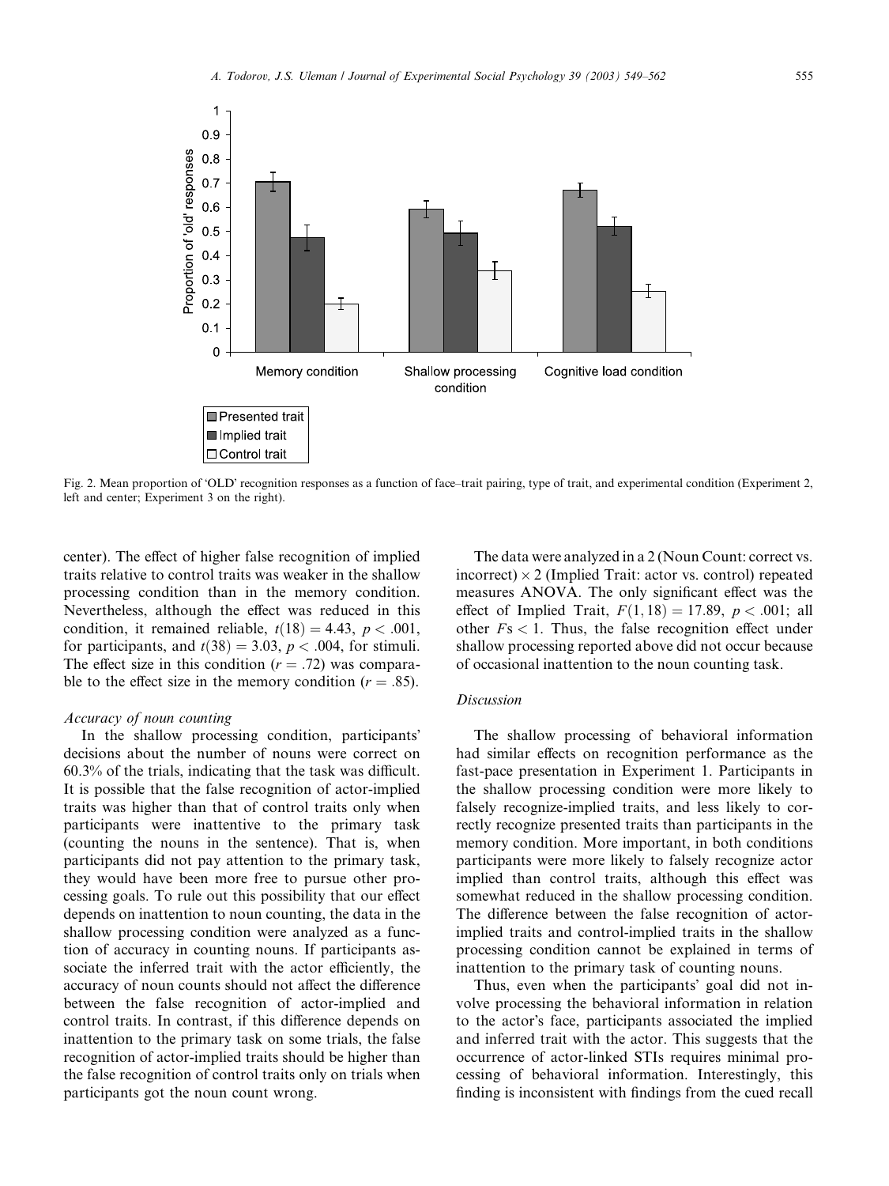Fig. 2. Mean proportion of 'OLD' recognition responses as a function of face–trait pairing, type of trait, and experimental condition (Experiment 2, left and center; Experiment 3 on the right).

center). The effect of higher false recognition of implied traits relative to control traits was weaker in the shallow processing condition than in the memory condition. Nevertheless, although the effect was reduced in this condition, it remained reliable, $t(18) = 4.43$, $p < .001$, for participants, and $t(38) = 3.03$, $p < .004$, for stimuli. The effect size in this condition ($r = .72$) was comparable to the effect size in the memory condition ($r = .85$).

### *Accuracy of noun counting*

In the shallow processing condition, participants' decisions about the number of nouns were correct on 60.3% of the trials, indicating that the task was difficult. It is possible that the false recognition of actor-implied traits was higher than that of control traits only when participants were inattentive to the primary task (counting the nouns in the sentence). That is, when participants did not pay attention to the primary task, they would have been more free to pursue other processing goals. To rule out this possibility that our effect depends on inattention to noun counting, the data in the shallow processing condition were analyzed as a function of accuracy in counting nouns. If participants associate the inferred trait with the actor efficiently, the accuracy of noun counts should not affect the difference between the false recognition of actor-implied and control traits. In contrast, if this difference depends on inattention to the primary task on some trials, the false recognition of actor-implied traits should be higher than the false recognition of control traits only on trials when participants got the noun count wrong.

The data were analyzed in a 2 (Noun Count: correct vs. incorrect) $\times$ 2 (Implied Trait: actor vs. control) repeated measures ANOVA. The only significant effect was the effect of Implied Trait, $F(1, 18) = 17.89$, $p < .001$; all other $F$s $< 1$. Thus, the false recognition effect under shallow processing reported above did not occur because of occasional inattention to the noun counting task.

### *Discussion*

The shallow processing of behavioral information had similar effects on recognition performance as the fast-pace presentation in Experiment 1. Participants in the shallow processing condition were more likely to falsely recognize-implied traits, and less likely to correctly recognize presented traits than participants in the memory condition. More important, in both conditions participants were more likely to falsely recognize actor implied than control traits, although this effect was somewhat reduced in the shallow processing condition. The difference between the false recognition of actor-implied traits and control-implied traits in the shallow processing condition cannot be explained in terms of inattention to the primary task of counting nouns.

Thus, even when the participants' goal did not involve processing the behavioral information in relation to the actor's face, participants associated the implied and inferred trait with the actor. This suggests that the occurrence of actor-linked STIs requires minimal processing of behavioral information. Interestingly, this finding is inconsistent with findings from the cued recall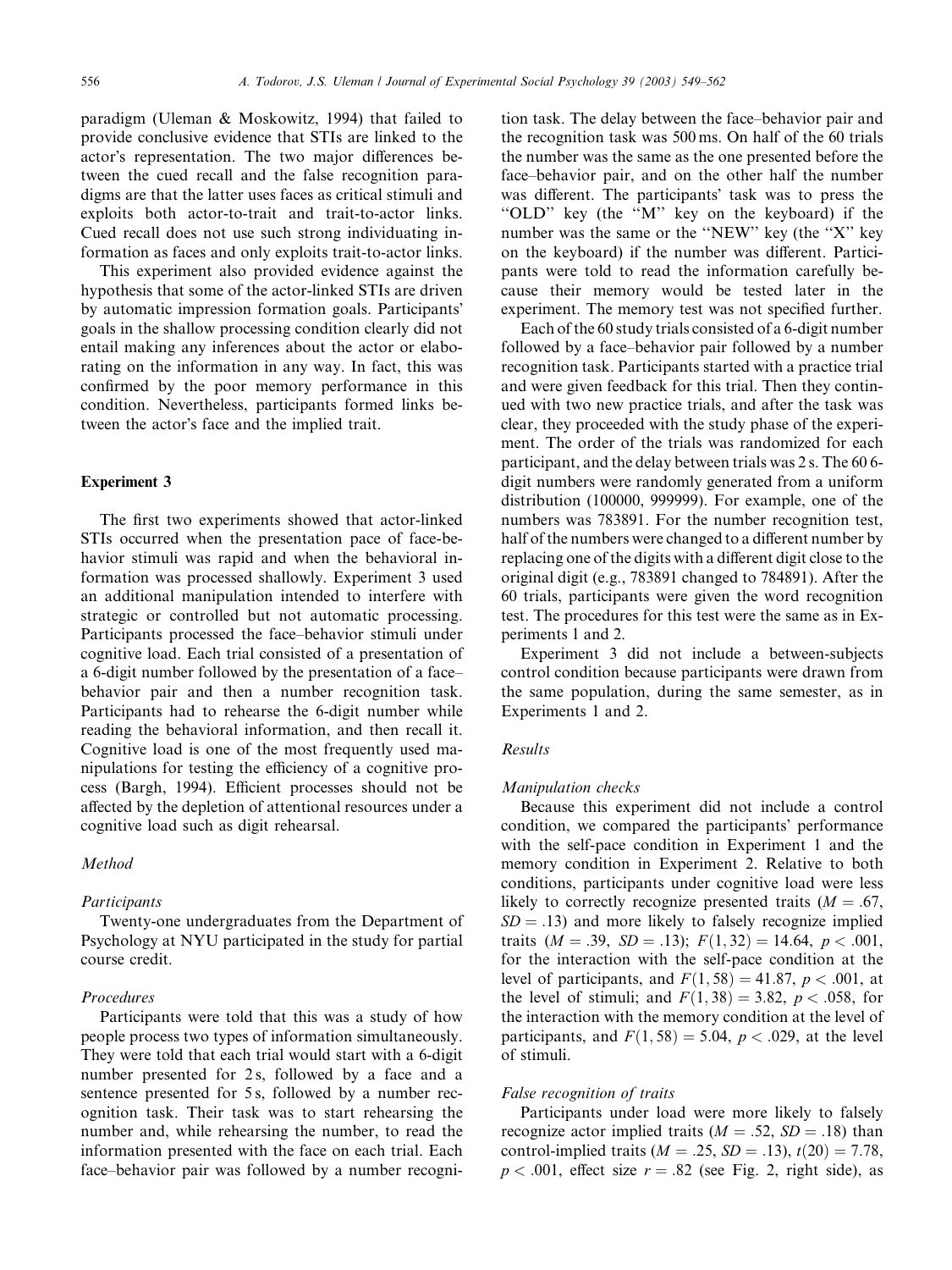paradigm (Uleman & Moskowitz, 1994) that failed to provide conclusive evidence that STIs are linked to the actor's representation. The two major differences between the cued recall and the false recognition paradigms are that the latter uses faces as critical stimuli and exploits both actor-to-trait and trait-to-actor links. Cued recall does not use such strong individuating information as faces and only exploits trait-to-actor links.

This experiment also provided evidence against the hypothesis that some of the actor-linked STIs are driven by automatic impression formation goals. Participants' goals in the shallow processing condition clearly did not entail making any inferences about the actor or elaborating on the information in any way. In fact, this was confirmed by the poor memory performance in this condition. Nevertheless, participants formed links between the actor's face and the implied trait.

## Experiment 3

The first two experiments showed that actor-linked STIs occurred when the presentation pace of face-behavior stimuli was rapid and when the behavioral information was processed shallowly. Experiment 3 used an additional manipulation intended to interfere with strategic or controlled but not automatic processing. Participants processed the face–behavior stimuli under cognitive load. Each trial consisted of a presentation of a 6-digit number followed by the presentation of a face–behavior pair and then a number recognition task. Participants had to rehearse the 6-digit number while reading the behavioral information, and then recall it. Cognitive load is one of the most frequently used manipulations for testing the efficiency of a cognitive process (Bargh, 1994). Efficient processes should not be affected by the depletion of attentional resources under a cognitive load such as digit rehearsal.

### Method

#### Participants

Twenty-one undergraduates from the Department of Psychology at NYU participated in the study for partial course credit.

#### Procedures

Participants were told that this was a study of how people process two types of information simultaneously. They were told that each trial would start with a 6-digit number presented for 2 s, followed by a face and a sentence presented for 5 s, followed by a number recognition task. Their task was to start rehearsing the number and, while rehearsing the number, to read the information presented with the face on each trial. Each face–behavior pair was followed by a number recognition task. The delay between the face–behavior pair and the recognition task was 500 ms. On half of the 60 trials the number was the same as the one presented before the face–behavior pair, and on the other half the number was different. The participants' task was to press the "OLD" key (the "M" key on the keyboard) if the number was the same or the "NEW" key (the "X" key on the keyboard) if the number was different. Participants were told to read the information carefully because their memory would be tested later in the experiment. The memory test was not specified further.

Each of the 60 study trials consisted of a 6-digit number followed by a face–behavior pair followed by a number recognition task. Participants started with a practice trial and were given feedback for this trial. Then they continued with two new practice trials, and after the task was clear, they proceeded with the study phase of the experiment. The order of the trials was randomized for each participant, and the delay between trials was 2 s. The 60 6-digit numbers were randomly generated from a uniform distribution (100000, 999999). For example, one of the numbers was 783891. For the number recognition test, half of the numbers were changed to a different number by replacing one of the digits with a different digit close to the original digit (e.g., 783891 changed to 784891). After the 60 trials, participants were given the word recognition test. The procedures for this test were the same as in Experiments 1 and 2.

Experiment 3 did not include a between-subjects control condition because participants were drawn from the same population, during the same semester, as in Experiments 1 and 2.

### Results

#### Manipulation checks

Because this experiment did not include a control condition, we compared the participants' performance with the self-pace condition in Experiment 1 and the memory condition in Experiment 2. Relative to both conditions, participants under cognitive load were less likely to correctly recognize presented traits ($M = .67$, $SD = .13$) and more likely to falsely recognize implied traits ($M = .39$, $SD = .13$); $F(1, 32) = 14.64$, $p < .001$, for the interaction with the self-pace condition at the level of participants, and $F(1, 58) = 41.87$, $p < .001$, at the level of stimuli; and $F(1, 38) = 3.82$, $p < .058$, for the interaction with the memory condition at the level of participants, and $F(1, 58) = 5.04$, $p < .029$, at the level of stimuli.

#### False recognition of traits

Participants under load were more likely to falsely recognize actor implied traits ($M = .52$, $SD = .18$) than control-implied traits ($M = .25$, $SD = .13$), $t(20) = 7.78$, $p < .001$, effect size $r = .82$ (see Fig. 2, right side), as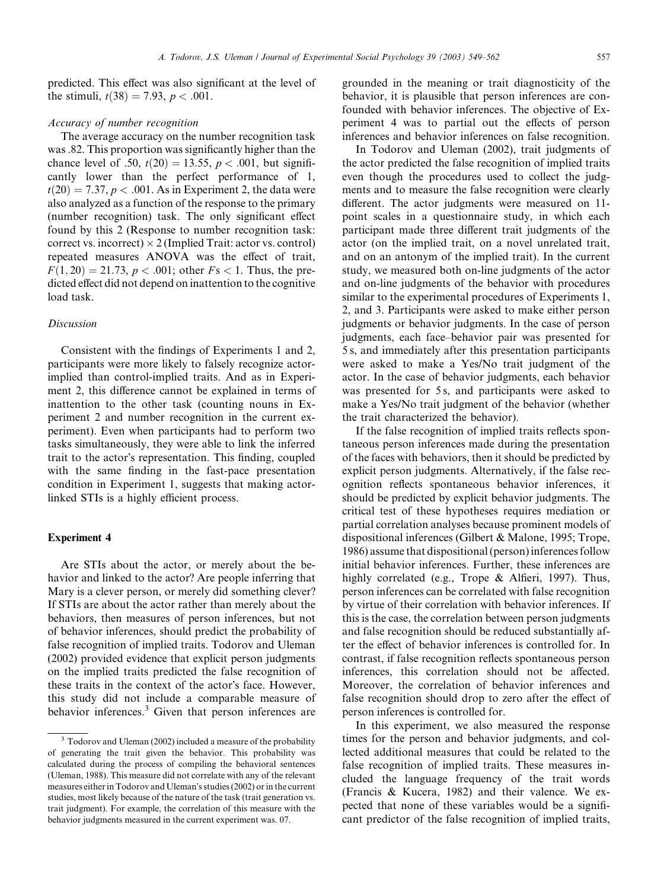predicted. This effect was also significant at the level of the stimuli, $t(38) = 7.93$, $p < .001$.

### *Accuracy of number recognition*

The average accuracy on the number recognition task was .82. This proportion was significantly higher than the chance level of .50, $t(20) = 13.55$, $p < .001$, but significantly lower than the perfect performance of 1, $t(20) = 7.37$, $p < .001$. As in Experiment 2, the data were also analyzed as a function of the response to the primary (number recognition) task. The only significant effect found by this 2 (Response to number recognition task: correct vs. incorrect) $\times$ 2 (Implied Trait: actor vs. control) repeated measures ANOVA was the effect of trait, $F(1, 20) = 21.73$, $p < .001$; other $F$s $< 1$. Thus, the predicted effect did not depend on inattention to the cognitive load task.

### *Discussion*

Consistent with the findings of Experiments 1 and 2, participants were more likely to falsely recognize actor-implied than control-implied traits. And as in Experiment 2, this difference cannot be explained in terms of inattention to the other task (counting nouns in Experiment 2 and number recognition in the current experiment). Even when participants had to perform two tasks simultaneously, they were able to link the inferred trait to the actor's representation. This finding, coupled with the same finding in the fast-pace presentation condition in Experiment 1, suggests that making actor-linked STIs is a highly efficient process.

## Experiment 4

Are STIs about the actor, or merely about the behavior and linked to the actor? Are people inferring that Mary is a clever person, or merely did something clever? If STIs are about the actor rather than merely about the behaviors, then measures of person inferences, but not of behavior inferences, should predict the probability of false recognition of implied traits. Todorov and Uleman (2002) provided evidence that explicit person judgments on the implied traits predicted the false recognition of these traits in the context of the actor's face. However, this study did not include a comparable measure of behavior inferences.[3] Given that person inferences are grounded in the meaning or trait diagnosticity of the behavior, it is plausible that person inferences are confounded with behavior inferences. The objective of Experiment 4 was to partial out the effects of person inferences and behavior inferences on false recognition.

In Todorov and Uleman (2002), trait judgments of the actor predicted the false recognition of implied traits even though the procedures used to collect the judgments and to measure the false recognition were clearly different. The actor judgments were measured on 11-point scales in a questionnaire study, in which each participant made three different trait judgments of the actor (on the implied trait, on a novel unrelated trait, and on an antonym of the implied trait). In the current study, we measured both on-line judgments of the actor and on-line judgments of the behavior with procedures similar to the experimental procedures of Experiments 1, 2, and 3. Participants were asked to make either person judgments or behavior judgments. In the case of person judgments, each face–behavior pair was presented for 5 s, and immediately after this presentation participants were asked to make a Yes/No trait judgment of the actor. In the case of behavior judgments, each behavior was presented for 5 s, and participants were asked to make a Yes/No trait judgment of the behavior (whether the trait characterized the behavior).

If the false recognition of implied traits reflects spontaneous person inferences made during the presentation of the faces with behaviors, then it should be predicted by explicit person judgments. Alternatively, if the false recognition reflects spontaneous behavior inferences, it should be predicted by explicit behavior judgments. The critical test of these hypotheses requires mediation or partial correlation analyses because prominent models of dispositional inferences (Gilbert & Malone, 1995; Trope, 1986) assume that dispositional (person) inferences follow initial behavior inferences. Further, these inferences are highly correlated (e.g., Trope & Alfieri, 1997). Thus, person inferences can be correlated with false recognition by virtue of their correlation with behavior inferences. If this is the case, the correlation between person judgments and false recognition should be reduced substantially after the effect of behavior inferences is controlled for. In contrast, if false recognition reflects spontaneous person inferences, this correlation should not be affected. Moreover, the correlation of behavior inferences and false recognition should drop to zero after the effect of person inferences is controlled for.

In this experiment, we also measured the response times for the person and behavior judgments, and collected additional measures that could be related to the false recognition of implied traits. These measures included the language frequency of the trait words (Francis & Kucera, 1982) and their valence. We expected that none of these variables would be a significant predictor of the false recognition of implied traits,

---

[3] Todorov and Uleman (2002) included a measure of the probability of generating the trait given the behavior. This probability was calculated during the process of compiling the behavioral sentences (Uleman, 1988). This measure did not correlate with any of the relevant measures either in Todorov and Uleman's studies (2002) or in the current studies, most likely because of the nature of the task (trait generation vs. trait judgment). For example, the correlation of this measure with the behavior judgments measured in the current experiment was. 07.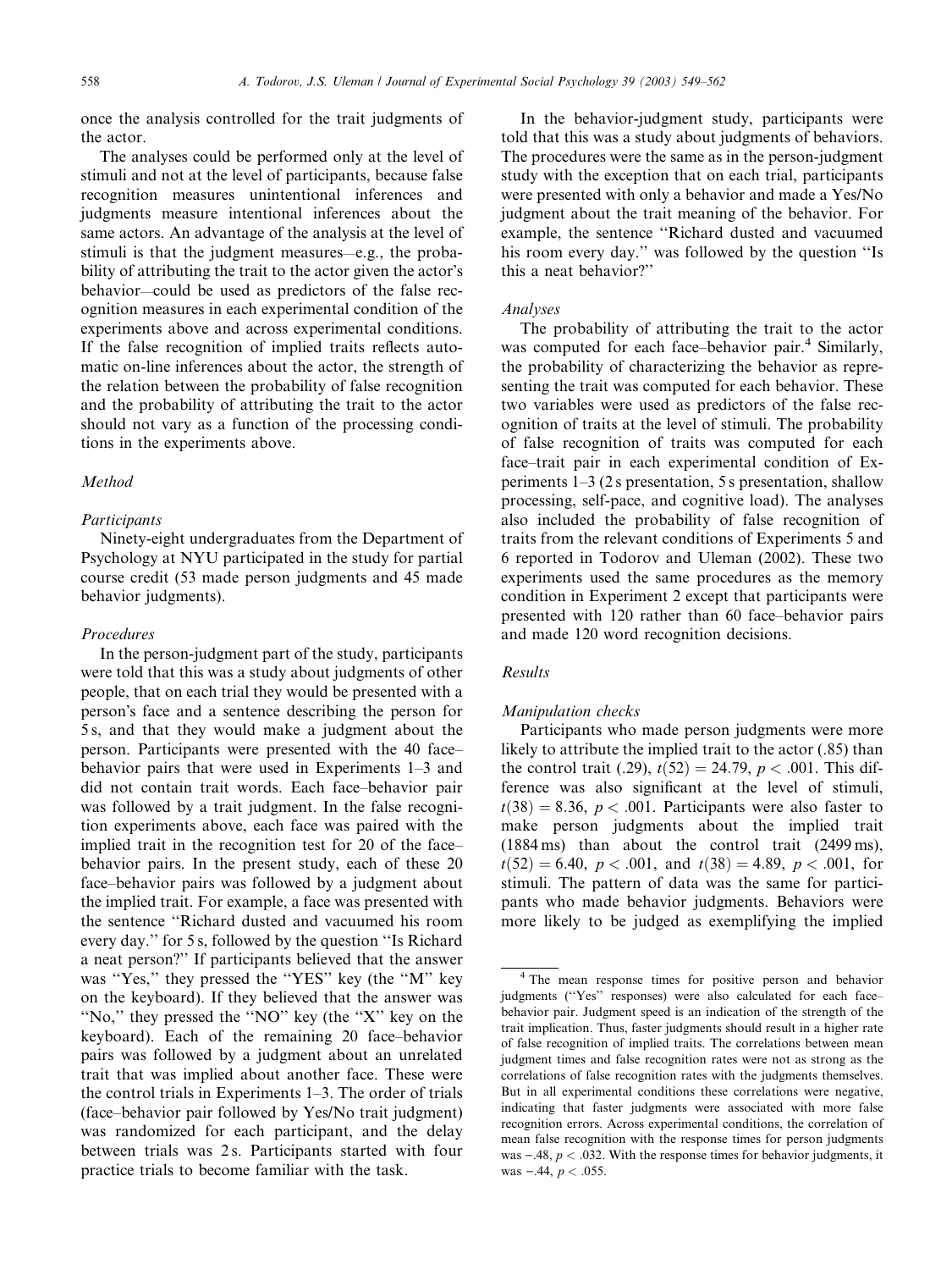once the analysis controlled for the trait judgments of the actor.

The analyses could be performed only at the level of stimuli and not at the level of participants, because false recognition measures unintentional inferences and judgments measure intentional inferences about the same actors. An advantage of the analysis at the level of stimuli is that the judgment measures—e.g., the probability of attributing the trait to the actor given the actor's behavior—could be used as predictors of the false recognition measures in each experimental condition of the experiments above and across experimental conditions. If the false recognition of implied traits reflects automatic on-line inferences about the actor, the strength of the relation between the probability of false recognition and the probability of attributing the trait to the actor should not vary as a function of the processing conditions in the experiments above.

### *Method*

#### *Participants*

Ninety-eight undergraduates from the Department of Psychology at NYU participated in the study for partial course credit (53 made person judgments and 45 made behavior judgments).

#### *Procedures*

In the person-judgment part of the study, participants were told that this was a study about judgments of other people, that on each trial they would be presented with a person's face and a sentence describing the person for 5 s, and that they would make a judgment about the person. Participants were presented with the 40 face–behavior pairs that were used in Experiments 1–3 and did not contain trait words. Each face–behavior pair was followed by a trait judgment. In the false recognition experiments above, each face was paired with the implied trait in the recognition test for 20 of the face–behavior pairs. In the present study, each of these 20 face–behavior pairs was followed by a judgment about the implied trait. For example, a face was presented with the sentence "Richard dusted and vacuumed his room every day." for 5 s, followed by the question "Is Richard a neat person?" If participants believed that the answer was "Yes," they pressed the "YES" key (the "M" key on the keyboard). If they believed that the answer was "No," they pressed the "NO" key (the "X" key on the keyboard). Each of the remaining 20 face–behavior pairs was followed by a judgment about an unrelated trait that was implied about another face. These were the control trials in Experiments 1–3. The order of trials (face–behavior pair followed by Yes/No trait judgment) was randomized for each participant, and the delay between trials was 2 s. Participants started with four practice trials to become familiar with the task.

In the behavior-judgment study, participants were told that this was a study about judgments of behaviors. The procedures were the same as in the person-judgment study with the exception that on each trial, participants were presented with only a behavior and made a Yes/No judgment about the trait meaning of the behavior. For example, the sentence "Richard dusted and vacuumed his room every day." was followed by the question "Is this a neat behavior?"

#### *Analyses*

The probability of attributing the trait to the actor was computed for each face–behavior pair.[4] Similarly, the probability of characterizing the behavior as representing the trait was computed for each behavior. These two variables were used as predictors of the false recognition of traits at the level of stimuli. The probability of false recognition of traits was computed for each face–trait pair in each experimental condition of Experiments 1–3 (2 s presentation, 5 s presentation, shallow processing, self-pace, and cognitive load). The analyses also included the probability of false recognition of traits from the relevant conditions of Experiments 5 and 6 reported in Todorov and Uleman (2002). These two experiments used the same procedures as the memory condition in Experiment 2 except that participants were presented with 120 rather than 60 face–behavior pairs and made 120 word recognition decisions.

### *Results*

#### *Manipulation checks*

Participants who made person judgments were more likely to attribute the implied trait to the actor (.85) than the control trait (.29), $t(52) = 24.79$, $p < .001$. This difference was also significant at the level of stimuli, $t(38) = 8.36$, $p < .001$. Participants were also faster to make person judgments about the implied trait (1884 ms) than about the control trait (2499 ms), $t(52) = 6.40$, $p < .001$, and $t(38) = 4.89$, $p < .001$, for stimuli. The pattern of data was the same for participants who made behavior judgments. Behaviors were more likely to be judged as exemplifying the implied

---

[4] The mean response times for positive person and behavior judgments ("Yes" responses) were also calculated for each face–behavior pair. Judgment speed is an indication of the strength of the trait implication. Thus, faster judgments should result in a higher rate of false recognition of implied traits. The correlations between mean judgment times and false recognition rates were not as strong as the correlations of false recognition rates with the judgments themselves. But in all experimental conditions these correlations were negative, indicating that faster judgments were associated with more false recognition errors. Across experimental conditions, the correlation of mean false recognition with the response times for person judgments was $-.48$, $p < .032$. With the response times for behavior judgments, it was $-.44$, $p < .055$.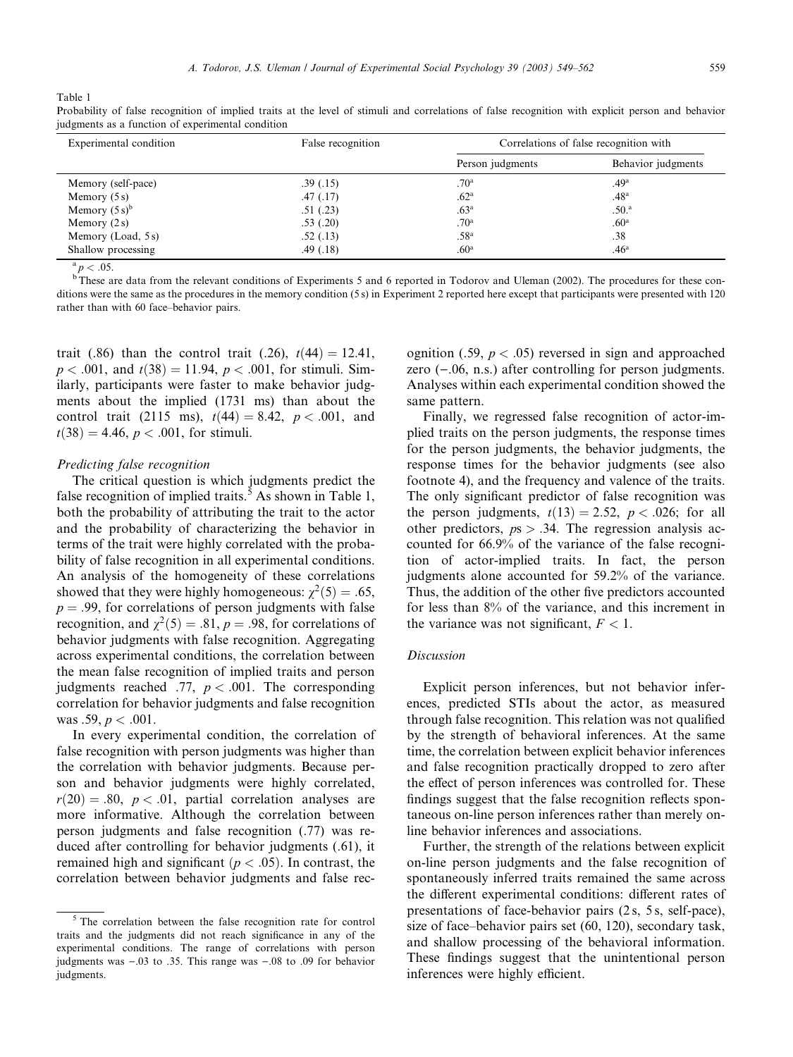Table 1
Probability of false recognition of implied traits at the level of stimuli and correlations of false recognition with explicit person and behavior judgments as a function of experimental condition

| Experimental condition | False recognition | Correlations of false recognition with | |
|---|---|---|---|
| | | Person judgments | Behavior judgments |
| Memory (self-pace) | .39 (.15) | .70[a] | .49[a] |
| Memory (5 s) | .47 (.17) | .62[a] | .48[a] |
| Memory (5 s)[b] | .51 (.23) | .63[a] | .50.[a] |
| Memory (2 s) | .53 (.20) | .70[a] | .60[a] |
| Memory (Load, 5 s) | .52 (.13) | .58[a] | .38 |
| Shallow processing | .49 (.18) | .60[a] | .46[a] |

[a] $p < .05$.

[b] These are data from the relevant conditions of Experiments 5 and 6 reported in Todorov and Uleman (2002). The procedures for these conditions were the same as the procedures in the memory condition (5 s) in Experiment 2 reported here except that participants were presented with 120 rather than with 60 face–behavior pairs.

trait (.86) than the control trait (.26), $t(44) = 12.41$, $p < .001$, and $t(38) = 11.94$, $p < .001$, for stimuli. Similarly, participants were faster to make behavior judgments about the implied (1731 ms) than about the control trait (2115 ms), $t(44) = 8.42$, $p < .001$, and $t(38) = 4.46$, $p < .001$, for stimuli.

*Predicting false recognition*

The critical question is which judgments predict the false recognition of implied traits.[5] As shown in Table 1, both the probability of attributing the trait to the actor and the probability of characterizing the behavior in terms of the trait were highly correlated with the probability of false recognition in all experimental conditions. An analysis of the homogeneity of these correlations showed that they were highly homogeneous: $\chi^2(5) = .65$, $p = .99$, for correlations of person judgments with false recognition, and $\chi^2(5) = .81$, $p = .98$, for correlations of behavior judgments with false recognition. Aggregating across experimental conditions, the correlation between the mean false recognition of implied traits and person judgments reached .77, $p < .001$. The corresponding correlation for behavior judgments and false recognition was .59, $p < .001$.

In every experimental condition, the correlation of false recognition with person judgments was higher than the correlation with behavior judgments. Because person and behavior judgments were highly correlated, $r(20) = .80$, $p < .01$, partial correlation analyses are more informative. Although the correlation between person judgments and false recognition (.77) was reduced after controlling for behavior judgments (.61), it remained high and significant ($p < .05$). In contrast, the correlation between behavior judgments and false recognition (.59, $p < .05$) reversed in sign and approached zero (−.06, n.s.) after controlling for person judgments. Analyses within each experimental condition showed the same pattern.

Finally, we regressed false recognition of actor-implied traits on the person judgments, the response times for the person judgments, the behavior judgments, the response times for the behavior judgments (see also footnote 4), and the frequency and valence of the traits. The only significant predictor of false recognition was the person judgments, $t(13) = 2.52$, $p < .026$; for all other predictors, $ps > .34$. The regression analysis accounted for 66.9% of the variance of the false recognition of actor-implied traits. In fact, the person judgments alone accounted for 59.2% of the variance. Thus, the addition of the other five predictors accounted for less than 8% of the variance, and this increment in the variance was not significant, $F < 1$.

*Discussion*

Explicit person inferences, but not behavior inferences, predicted STIs about the actor, as measured through false recognition. This relation was not qualified by the strength of behavioral inferences. At the same time, the correlation between explicit behavior inferences and false recognition practically dropped to zero after the effect of person inferences was controlled for. These findings suggest that the false recognition reflects spontaneous on-line person inferences rather than merely on-line behavior inferences and associations.

Further, the strength of the relations between explicit on-line person judgments and the false recognition of spontaneously inferred traits remained the same across the different experimental conditions: different rates of presentations of face-behavior pairs (2 s, 5 s, self-pace), size of face–behavior pairs set (60, 120), secondary task, and shallow processing of the behavioral information. These findings suggest that the unintentional person inferences were highly efficient.

[5] The correlation between the false recognition rate for control traits and the judgments did not reach significance in any of the experimental conditions. The range of correlations with person judgments was −.03 to .35. This range was −.08 to .09 for behavior judgments.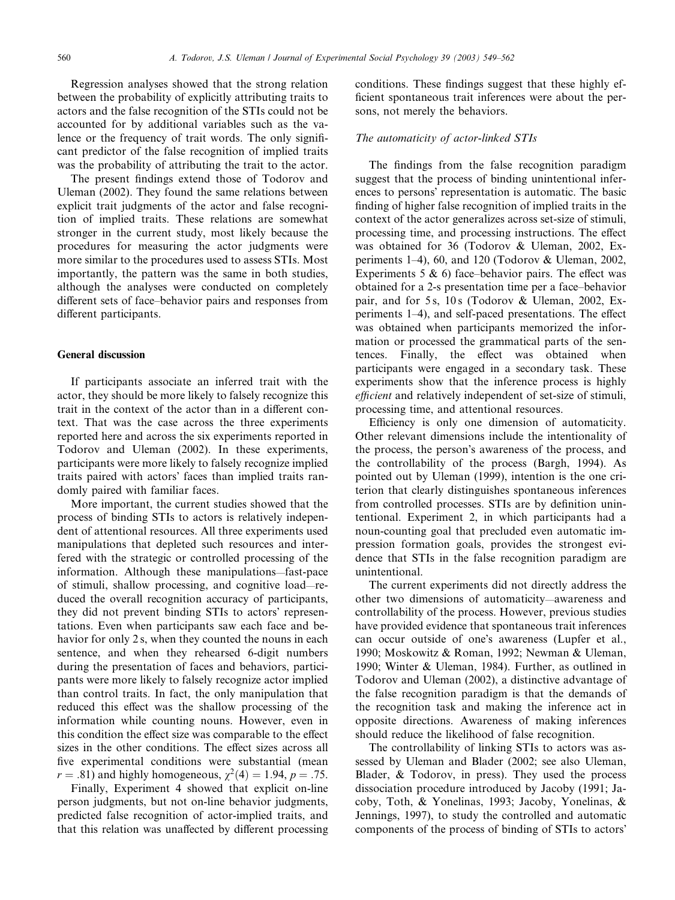Regression analyses showed that the strong relation between the probability of explicitly attributing traits to actors and the false recognition of the STIs could not be accounted for by additional variables such as the valence or the frequency of trait words. The only significant predictor of the false recognition of implied traits was the probability of attributing the trait to the actor.

The present findings extend those of Todorov and Uleman (2002). They found the same relations between explicit trait judgments of the actor and false recognition of implied traits. These relations are somewhat stronger in the current study, most likely because the procedures for measuring the actor judgments were more similar to the procedures used to assess STIs. Most importantly, the pattern was the same in both studies, although the analyses were conducted on completely different sets of face–behavior pairs and responses from different participants.

## General discussion

If participants associate an inferred trait with the actor, they should be more likely to falsely recognize this trait in the context of the actor than in a different context. That was the case across the three experiments reported here and across the six experiments reported in Todorov and Uleman (2002). In these experiments, participants were more likely to falsely recognize implied traits paired with actors' faces than implied traits randomly paired with familiar faces.

More important, the current studies showed that the process of binding STIs to actors is relatively independent of attentional resources. All three experiments used manipulations that depleted such resources and interfered with the strategic or controlled processing of the information. Although these manipulations—fast-pace of stimuli, shallow processing, and cognitive load—reduced the overall recognition accuracy of participants, they did not prevent binding STIs to actors' representations. Even when participants saw each face and behavior for only 2 s, when they counted the nouns in each sentence, and when they rehearsed 6-digit numbers during the presentation of faces and behaviors, participants were more likely to falsely recognize actor implied than control traits. In fact, the only manipulation that reduced this effect was the shallow processing of the information while counting nouns. However, even in this condition the effect size was comparable to the effect sizes in the other conditions. The effect sizes across all five experimental conditions were substantial (mean $r = .81$) and highly homogeneous, $\chi^2(4) = 1.94$, $p = .75$.

Finally, Experiment 4 showed that explicit on-line person judgments, but not on-line behavior judgments, predicted false recognition of actor-implied traits, and that this relation was unaffected by different processing conditions. These findings suggest that these highly efficient spontaneous trait inferences were about the persons, not merely the behaviors.

### *The automaticity of actor-linked STIs*

The findings from the false recognition paradigm suggest that the process of binding unintentional inferences to persons' representation is automatic. The basic finding of higher false recognition of implied traits in the context of the actor generalizes across set-size of stimuli, processing time, and processing instructions. The effect was obtained for 36 (Todorov & Uleman, 2002, Experiments 1–4), 60, and 120 (Todorov & Uleman, 2002, Experiments 5 & 6) face–behavior pairs. The effect was obtained for a 2-s presentation time per a face–behavior pair, and for 5 s, 10 s (Todorov & Uleman, 2002, Experiments 1–4), and self-paced presentations. The effect was obtained when participants memorized the information or processed the grammatical parts of the sentences. Finally, the effect was obtained when participants were engaged in a secondary task. These experiments show that the inference process is highly *efficient* and relatively independent of set-size of stimuli, processing time, and attentional resources.

Efficiency is only one dimension of automaticity. Other relevant dimensions include the intentionality of the process, the person's awareness of the process, and the controllability of the process (Bargh, 1994). As pointed out by Uleman (1999), intention is the one criterion that clearly distinguishes spontaneous inferences from controlled processes. STIs are by definition unintentional. Experiment 2, in which participants had a noun-counting goal that precluded even automatic impression formation goals, provides the strongest evidence that STIs in the false recognition paradigm are unintentional.

The current experiments did not directly address the other two dimensions of automaticity—awareness and controllability of the process. However, previous studies have provided evidence that spontaneous trait inferences can occur outside of one's awareness (Lupfer et al., 1990; Moskowitz & Roman, 1992; Newman & Uleman, 1990; Winter & Uleman, 1984). Further, as outlined in Todorov and Uleman (2002), a distinctive advantage of the false recognition paradigm is that the demands of the recognition task and making the inference act in opposite directions. Awareness of making inferences should reduce the likelihood of false recognition.

The controllability of linking STIs to actors was assessed by Uleman and Blader (2002; see also Uleman, Blader, & Todorov, in press). They used the process dissociation procedure introduced by Jacoby (1991; Jacoby, Toth, & Yonelinas, 1993; Jacoby, Yonelinas, & Jennings, 1997), to study the controlled and automatic components of the process of binding of STIs to actors'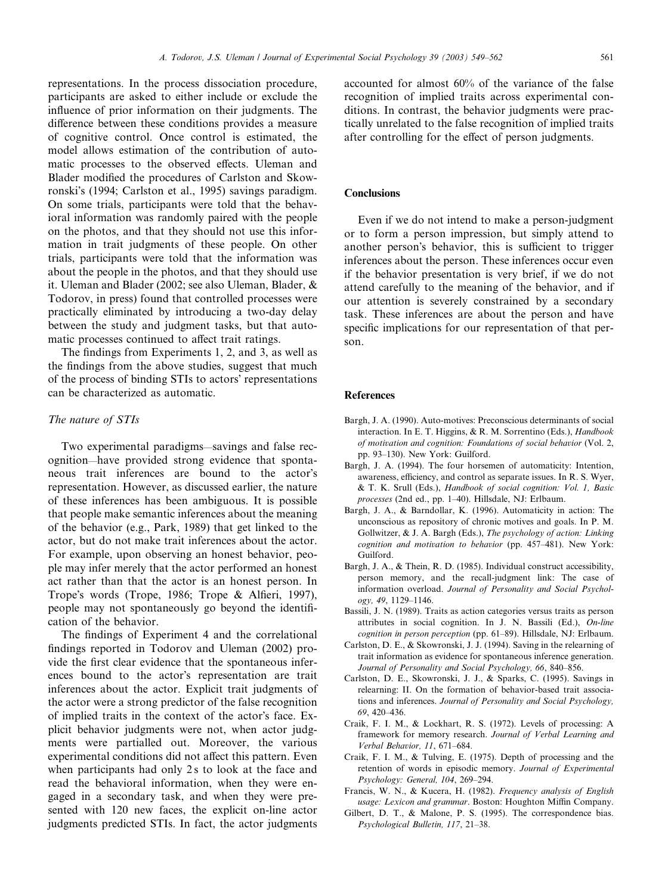representations. In the process dissociation procedure, participants are asked to either include or exclude the influence of prior information on their judgments. The difference between these conditions provides a measure of cognitive control. Once control is estimated, the model allows estimation of the contribution of automatic processes to the observed effects. Uleman and Blader modified the procedures of Carlston and Skowronski's (1994; Carlston et al., 1995) savings paradigm. On some trials, participants were told that the behavioral information was randomly paired with the people on the photos, and that they should not use this information in trait judgments of these people. On other trials, participants were told that the information was about the people in the photos, and that they should use it. Uleman and Blader (2002; see also Uleman, Blader, & Todorov, in press) found that controlled processes were practically eliminated by introducing a two-day delay between the study and judgment tasks, but that automatic processes continued to affect trait ratings.

The findings from Experiments 1, 2, and 3, as well as the findings from the above studies, suggest that much of the process of binding STIs to actors' representations can be characterized as automatic.

### *The nature of STIs*

Two experimental paradigms—savings and false recognition—have provided strong evidence that spontaneous trait inferences are bound to the actor's representation. However, as discussed earlier, the nature of these inferences has been ambiguous. It is possible that people make semantic inferences about the meaning of the behavior (e.g., Park, 1989) that get linked to the actor, but do not make trait inferences about the actor. For example, upon observing an honest behavior, people may infer merely that the actor performed an honest act rather than that the actor is an honest person. In Trope's words (Trope, 1986; Trope & Alfieri, 1997), people may not spontaneously go beyond the identification of the behavior.

The findings of Experiment 4 and the correlational findings reported in Todorov and Uleman (2002) provide the first clear evidence that the spontaneous inferences bound to the actor's representation are trait inferences about the actor. Explicit trait judgments of the actor were a strong predictor of the false recognition of implied traits in the context of the actor's face. Explicit behavior judgments were not, when actor judgments were partialled out. Moreover, the various experimental conditions did not affect this pattern. Even when participants had only 2 s to look at the face and read the behavioral information, when they were engaged in a secondary task, and when they were presented with 120 new faces, the explicit on-line actor judgments predicted STIs. In fact, the actor judgments accounted for almost 60% of the variance of the false recognition of implied traits across experimental conditions. In contrast, the behavior judgments were practically unrelated to the false recognition of implied traits after controlling for the effect of person judgments.

## Conclusions

Even if we do not intend to make a person-judgment or to form a person impression, but simply attend to another person's behavior, this is sufficient to trigger inferences about the person. These inferences occur even if the behavior presentation is very brief, if we do not attend carefully to the meaning of the behavior, and if our attention is severely constrained by a secondary task. These inferences are about the person and have specific implications for our representation of that person.

## References

Bargh, J. A. (1990). Auto-motives: Preconscious determinants of social interaction. In E. T. Higgins, & R. M. Sorrentino (Eds.), *Handbook of motivation and cognition: Foundations of social behavior* (Vol. 2, pp. 93–130). New York: Guilford.

Bargh, J. A. (1994). The four horsemen of automaticity: Intention, awareness, efficiency, and control as separate issues. In R. S. Wyer, & T. K. Srull (Eds.), *Handbook of social cognition: Vol. 1, Basic processes* (2nd ed., pp. 1–40). Hillsdale, NJ: Erlbaum.

Bargh, J. A., & Barndollar, K. (1996). Automaticity in action: The unconscious as repository of chronic motives and goals. In P. M. Gollwitzer, & J. A. Bargh (Eds.), *The psychology of action: Linking cognition and motivation to behavior* (pp. 457–481). New York: Guilford.

Bargh, J. A., & Thein, R. D. (1985). Individual construct accessibility, person memory, and the recall-judgment link: The case of information overload. *Journal of Personality and Social Psychology, 49*, 1129–1146.

Bassili, J. N. (1989). Traits as action categories versus traits as person attributes in social cognition. In J. N. Bassili (Ed.), *On-line cognition in person perception* (pp. 61–89). Hillsdale, NJ: Erlbaum.

Carlston, D. E., & Skowronski, J. J. (1994). Saving in the relearning of trait information as evidence for spontaneous inference generation. *Journal of Personality and Social Psychology, 66*, 840–856.

Carlston, D. E., Skowronski, J. J., & Sparks, C. (1995). Savings in relearning: II. On the formation of behavior-based trait associations and inferences. *Journal of Personality and Social Psychology, 69*, 420–436.

Craik, F. I. M., & Lockhart, R. S. (1972). Levels of processing: A framework for memory research. *Journal of Verbal Learning and Verbal Behavior, 11*, 671–684.

Craik, F. I. M., & Tulving, E. (1975). Depth of processing and the retention of words in episodic memory. *Journal of Experimental Psychology: General, 104*, 269–294.

Francis, W. N., & Kucera, H. (1982). *Frequency analysis of English usage: Lexicon and grammar*. Boston: Houghton Mifflin Company.

Gilbert, D. T., & Malone, P. S. (1995). The correspondence bias. *Psychological Bulletin, 117*, 21–38.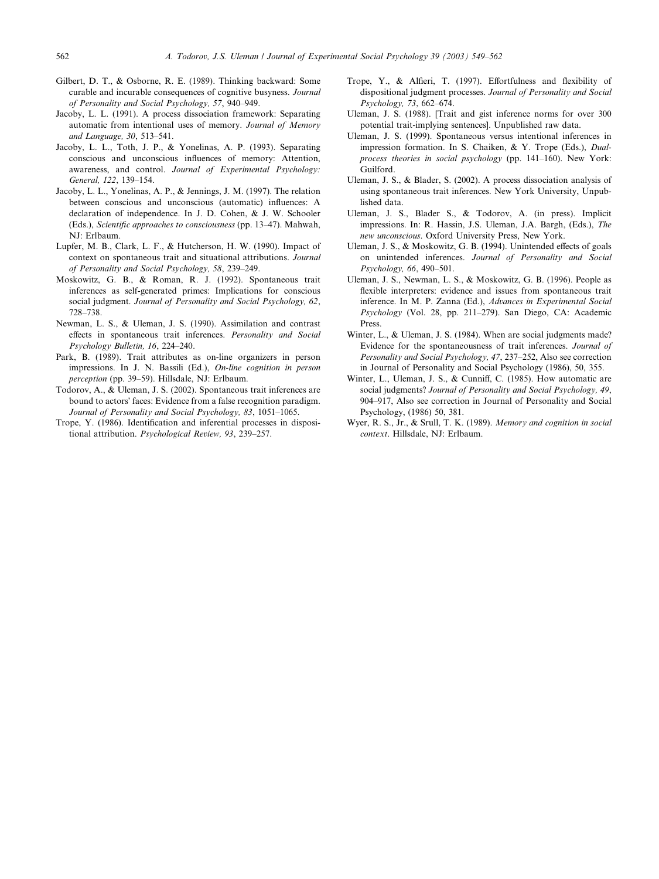Gilbert, D. T., & Osborne, R. E. (1989). Thinking backward: Some curable and incurable consequences of cognitive busyness. *Journal of Personality and Social Psychology, 57*, 940–949.

Jacoby, L. L. (1991). A process dissociation framework: Separating automatic from intentional uses of memory. *Journal of Memory and Language, 30*, 513–541.

Jacoby, L. L., Toth, J. P., & Yonelinas, A. P. (1993). Separating conscious and unconscious influences of memory: Attention, awareness, and control. *Journal of Experimental Psychology: General, 122*, 139–154.

Jacoby, L. L., Yonelinas, A. P., & Jennings, J. M. (1997). The relation between conscious and unconscious (automatic) influences: A declaration of independence. In J. D. Cohen, & J. W. Schooler (Eds.), *Scientific approaches to consciousness* (pp. 13–47). Mahwah, NJ: Erlbaum.

Lupfer, M. B., Clark, L. F., & Hutcherson, H. W. (1990). Impact of context on spontaneous trait and situational attributions. *Journal of Personality and Social Psychology, 58*, 239–249.

Moskowitz, G. B., & Roman, R. J. (1992). Spontaneous trait inferences as self-generated primes: Implications for conscious social judgment. *Journal of Personality and Social Psychology, 62*, 728–738.

Newman, L. S., & Uleman, J. S. (1990). Assimilation and contrast effects in spontaneous trait inferences. *Personality and Social Psychology Bulletin, 16*, 224–240.

Park, B. (1989). Trait attributes as on-line organizers in person impressions. In J. N. Bassili (Ed.), *On-line cognition in person perception* (pp. 39–59). Hillsdale, NJ: Erlbaum.

Todorov, A., & Uleman, J. S. (2002). Spontaneous trait inferences are bound to actors' faces: Evidence from a false recognition paradigm. *Journal of Personality and Social Psychology, 83*, 1051–1065.

Trope, Y. (1986). Identification and inferential processes in dispositional attribution. *Psychological Review, 93*, 239–257.

Trope, Y., & Alfieri, T. (1997). Effortfulness and flexibility of dispositional judgment processes. *Journal of Personality and Social Psychology, 73*, 662–674.

Uleman, J. S. (1988). [Trait and gist inference norms for over 300 potential trait-implying sentences]. Unpublished raw data.

Uleman, J. S. (1999). Spontaneous versus intentional inferences in impression formation. In S. Chaiken, & Y. Trope (Eds.), *Dual-process theories in social psychology* (pp. 141–160). New York: Guilford.

Uleman, J. S., & Blader, S. (2002). A process dissociation analysis of using spontaneous trait inferences. New York University, Unpublished data.

Uleman, J. S., Blader S., & Todorov, A. (in press). Implicit impressions. In: R. Hassin, J.S. Uleman, J.A. Bargh, (Eds.), *The new unconscious*. Oxford University Press, New York.

Uleman, J. S., & Moskowitz, G. B. (1994). Unintended effects of goals on unintended inferences. *Journal of Personality and Social Psychology, 66*, 490–501.

Uleman, J. S., Newman, L. S., & Moskowitz, G. B. (1996). People as flexible interpreters: evidence and issues from spontaneous trait inference. In M. P. Zanna (Ed.), *Advances in Experimental Social Psychology* (Vol. 28, pp. 211–279). San Diego, CA: Academic Press.

Winter, L., & Uleman, J. S. (1984). When are social judgments made? Evidence for the spontaneousness of trait inferences. *Journal of Personality and Social Psychology, 47*, 237–252, Also see correction in Journal of Personality and Social Psychology (1986), 50, 355.

Winter, L., Uleman, J. S., & Cunniff, C. (1985). How automatic are social judgments? *Journal of Personality and Social Psychology, 49*, 904–917, Also see correction in Journal of Personality and Social Psychology, (1986) 50, 381.

Wyer, R. S., Jr., & Srull, T. K. (1989). *Memory and cognition in social context*. Hillsdale, NJ: Erlbaum.